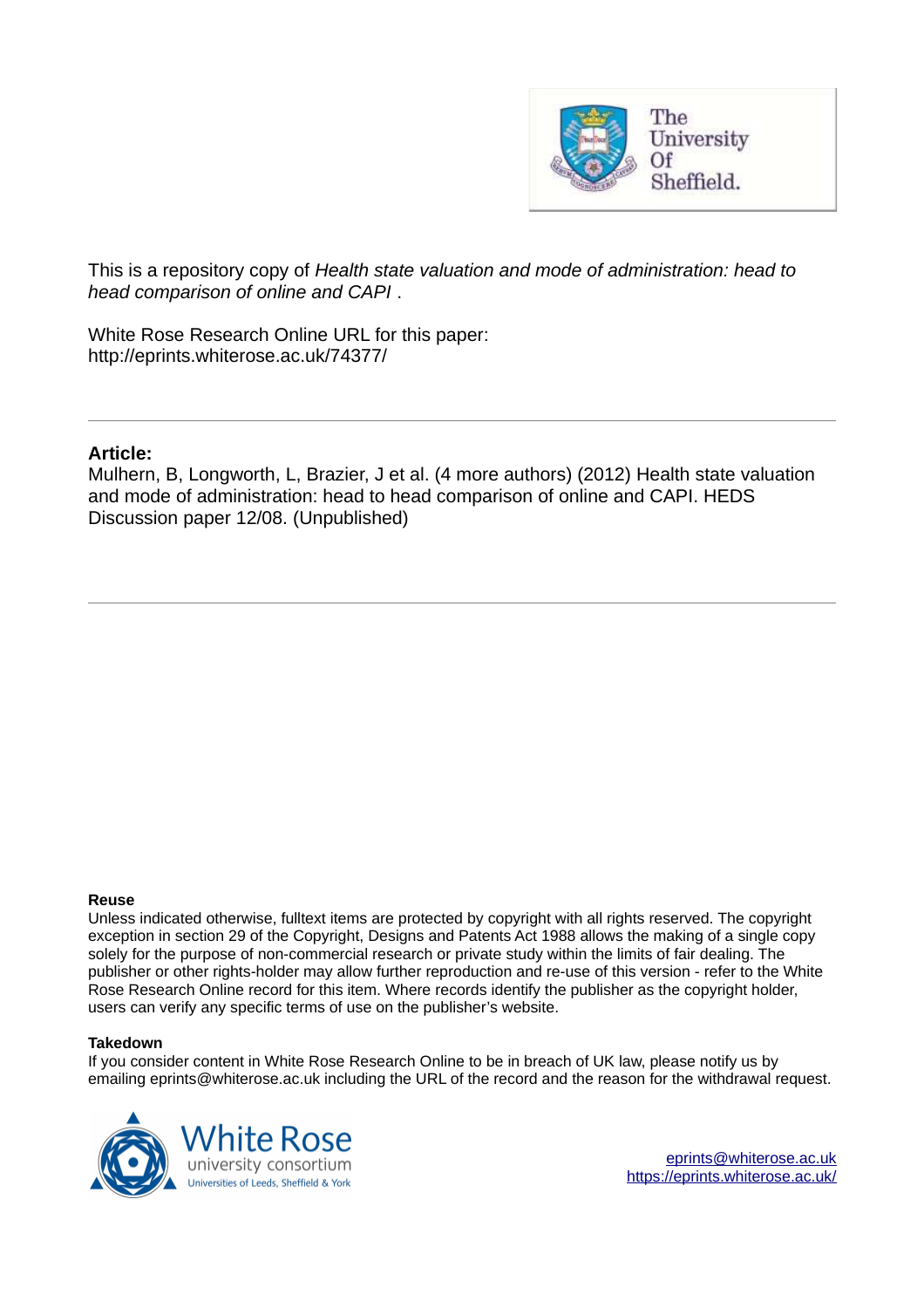This is a repository copy of *Health state valuation and mode of administration: head to head comparison of online and CAPI* .

White Rose Research Online URL for this paper:
http://eprints.whiterose.ac.uk/74377/

**Article:**

Mulhern, B, Longworth, L, Brazier, J et al. (4 more authors) (2012) Health state valuation and mode of administration: head to head comparison of online and CAPI. HEDS Discussion paper 12/08. (Unpublished)

**Reuse**

Unless indicated otherwise, fulltext items are protected by copyright with all rights reserved. The copyright exception in section 29 of the Copyright, Designs and Patents Act 1988 allows the making of a single copy solely for the purpose of non-commercial research or private study within the limits of fair dealing. The publisher or other rights-holder may allow further reproduction and re-use of this version - refer to the White Rose Research Online record for this item. Where records identify the publisher as the copyright holder, users can verify any specific terms of use on the publisher's website.

**Takedown**

If you consider content in White Rose Research Online to be in breach of UK law, please notify us by emailing eprints@whiterose.ac.uk including the URL of the record and the reason for the withdrawal request.

eprints@whiterose.ac.uk
https://eprints.whiterose.ac.uk/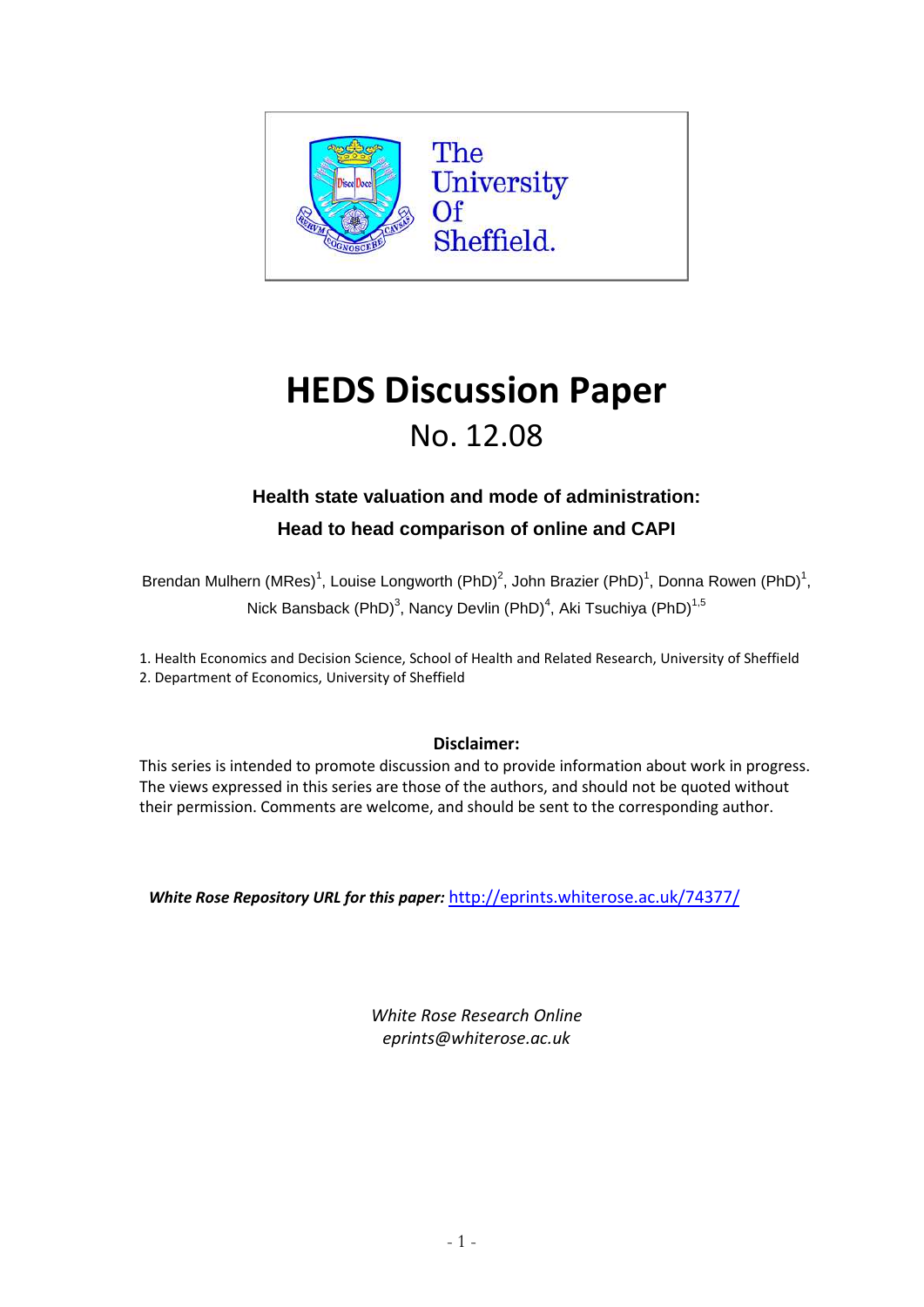# HEDS Discussion Paper

No. 12.08

**Health state valuation and mode of administration:**

**Head to head comparison of online and CAPI**

Brendan Mulhern (MRes)[1], Louise Longworth (PhD)[2], John Brazier (PhD)[1], Donna Rowen (PhD)[1], Nick Bansback (PhD)[3], Nancy Devlin (PhD)[4], Aki Tsuchiya (PhD)[1,5]

1. Health Economics and Decision Science, School of Health and Related Research, University of Sheffield
2. Department of Economics, University of Sheffield

**Disclaimer:**

This series is intended to promote discussion and to provide information about work in progress. The views expressed in this series are those of the authors, and should not be quoted without their permission. Comments are welcome, and should be sent to the corresponding author.

***White Rose Repository URL for this paper:*** http://eprints.whiterose.ac.uk/74377/

*White Rose Research Online*
*eprints@whiterose.ac.uk*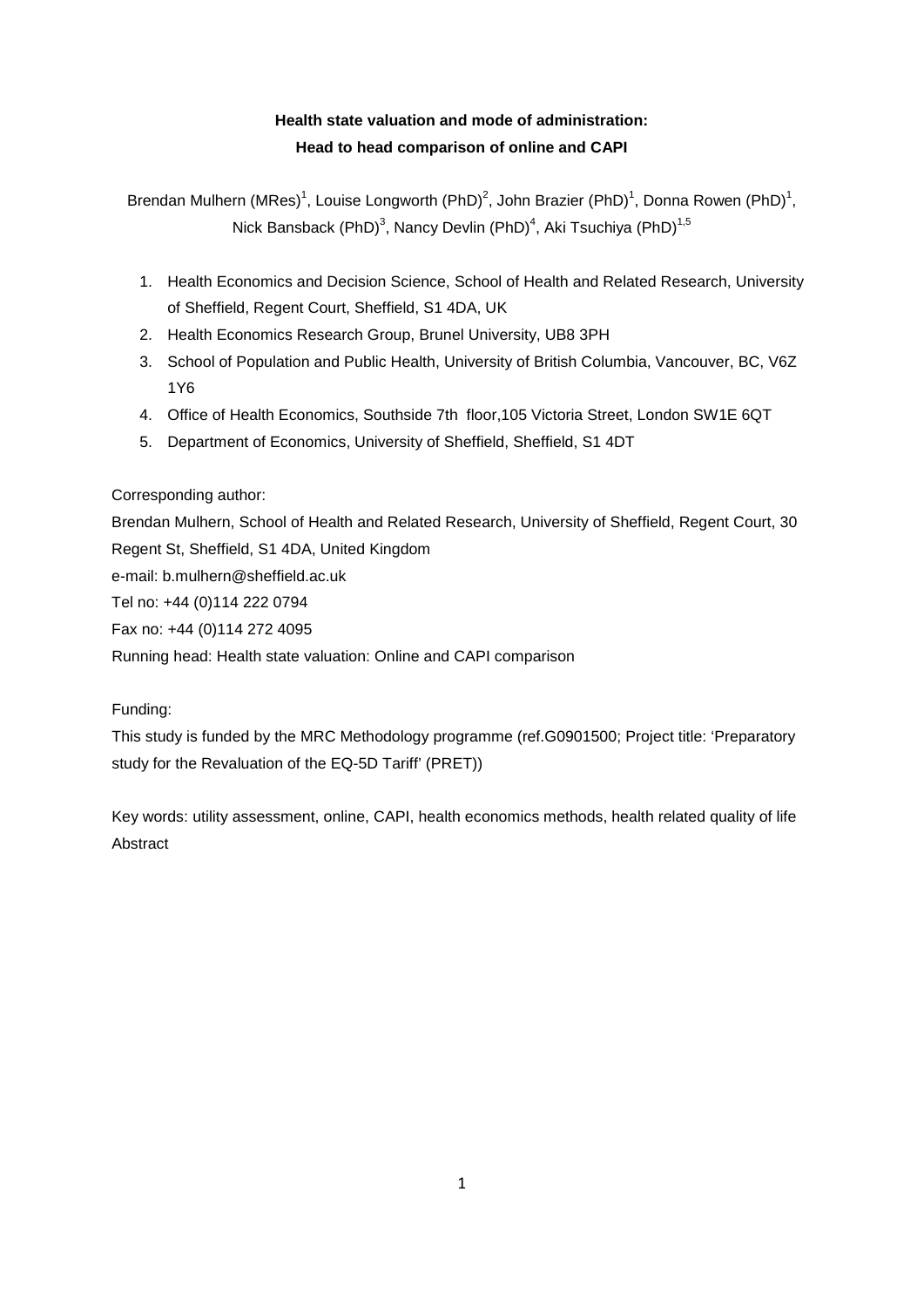**Health state valuation and mode of administration:**
**Head to head comparison of online and CAPI**

Brendan Mulhern (MRes)[1], Louise Longworth (PhD)[2], John Brazier (PhD)[1], Donna Rowen (PhD)[1], Nick Bansback (PhD)[3], Nancy Devlin (PhD)[4], Aki Tsuchiya (PhD)[1,5]

1. Health Economics and Decision Science, School of Health and Related Research, University of Sheffield, Regent Court, Sheffield, S1 4DA, UK
2. Health Economics Research Group, Brunel University, UB8 3PH
3. School of Population and Public Health, University of British Columbia, Vancouver, BC, V6Z 1Y6
4. Office of Health Economics, Southside 7th floor,105 Victoria Street, London SW1E 6QT
5. Department of Economics, University of Sheffield, Sheffield, S1 4DT

Corresponding author:
Brendan Mulhern, School of Health and Related Research, University of Sheffield, Regent Court, 30 Regent St, Sheffield, S1 4DA, United Kingdom
e-mail: b.mulhern@sheffield.ac.uk
Tel no: +44 (0)114 222 0794
Fax no: +44 (0)114 272 4095
Running head: Health state valuation: Online and CAPI comparison

Funding:
This study is funded by the MRC Methodology programme (ref.G0901500; Project title: 'Preparatory study for the Revaluation of the EQ-5D Tariff' (PRET))

Key words: utility assessment, online, CAPI, health economics methods, health related quality of life
Abstract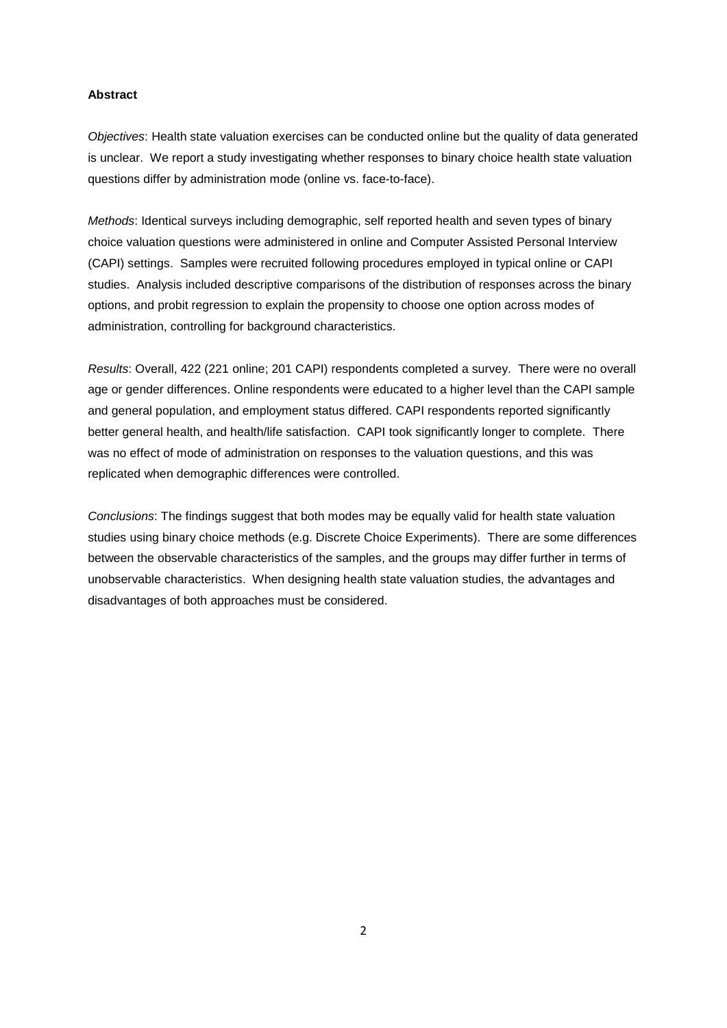**Abstract**

*Objectives*: Health state valuation exercises can be conducted online but the quality of data generated is unclear. We report a study investigating whether responses to binary choice health state valuation questions differ by administration mode (online vs. face-to-face).

*Methods*: Identical surveys including demographic, self reported health and seven types of binary choice valuation questions were administered in online and Computer Assisted Personal Interview (CAPI) settings. Samples were recruited following procedures employed in typical online or CAPI studies. Analysis included descriptive comparisons of the distribution of responses across the binary options, and probit regression to explain the propensity to choose one option across modes of administration, controlling for background characteristics.

*Results*: Overall, 422 (221 online; 201 CAPI) respondents completed a survey. There were no overall age or gender differences. Online respondents were educated to a higher level than the CAPI sample and general population, and employment status differed. CAPI respondents reported significantly better general health, and health/life satisfaction. CAPI took significantly longer to complete. There was no effect of mode of administration on responses to the valuation questions, and this was replicated when demographic differences were controlled.

*Conclusions*: The findings suggest that both modes may be equally valid for health state valuation studies using binary choice methods (e.g. Discrete Choice Experiments). There are some differences between the observable characteristics of the samples, and the groups may differ further in terms of unobservable characteristics. When designing health state valuation studies, the advantages and disadvantages of both approaches must be considered.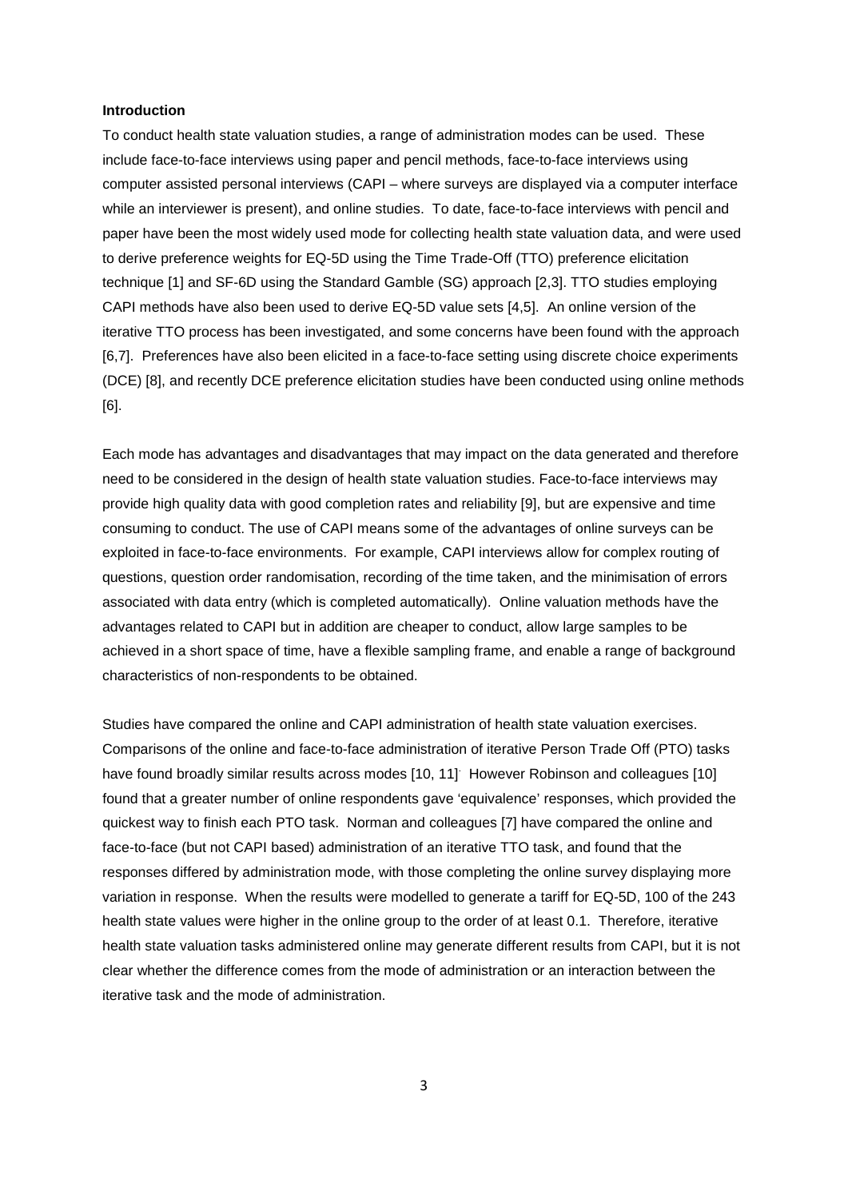**Introduction**

To conduct health state valuation studies, a range of administration modes can be used. These include face-to-face interviews using paper and pencil methods, face-to-face interviews using computer assisted personal interviews (CAPI – where surveys are displayed via a computer interface while an interviewer is present), and online studies. To date, face-to-face interviews with pencil and paper have been the most widely used mode for collecting health state valuation data, and were used to derive preference weights for EQ-5D using the Time Trade-Off (TTO) preference elicitation technique [1] and SF-6D using the Standard Gamble (SG) approach [2,3]. TTO studies employing CAPI methods have also been used to derive EQ-5D value sets [4,5]. An online version of the iterative TTO process has been investigated, and some concerns have been found with the approach [6,7]. Preferences have also been elicited in a face-to-face setting using discrete choice experiments (DCE) [8], and recently DCE preference elicitation studies have been conducted using online methods [6].

Each mode has advantages and disadvantages that may impact on the data generated and therefore need to be considered in the design of health state valuation studies. Face-to-face interviews may provide high quality data with good completion rates and reliability [9], but are expensive and time consuming to conduct. The use of CAPI means some of the advantages of online surveys can be exploited in face-to-face environments. For example, CAPI interviews allow for complex routing of questions, question order randomisation, recording of the time taken, and the minimisation of errors associated with data entry (which is completed automatically). Online valuation methods have the advantages related to CAPI but in addition are cheaper to conduct, allow large samples to be achieved in a short space of time, have a flexible sampling frame, and enable a range of background characteristics of non-respondents to be obtained.

Studies have compared the online and CAPI administration of health state valuation exercises. Comparisons of the online and face-to-face administration of iterative Person Trade Off (PTO) tasks have found broadly similar results across modes [10, 11]. However Robinson and colleagues [10] found that a greater number of online respondents gave 'equivalence' responses, which provided the quickest way to finish each PTO task. Norman and colleagues [7] have compared the online and face-to-face (but not CAPI based) administration of an iterative TTO task, and found that the responses differed by administration mode, with those completing the online survey displaying more variation in response. When the results were modelled to generate a tariff for EQ-5D, 100 of the 243 health state values were higher in the online group to the order of at least 0.1. Therefore, iterative health state valuation tasks administered online may generate different results from CAPI, but it is not clear whether the difference comes from the mode of administration or an interaction between the iterative task and the mode of administration.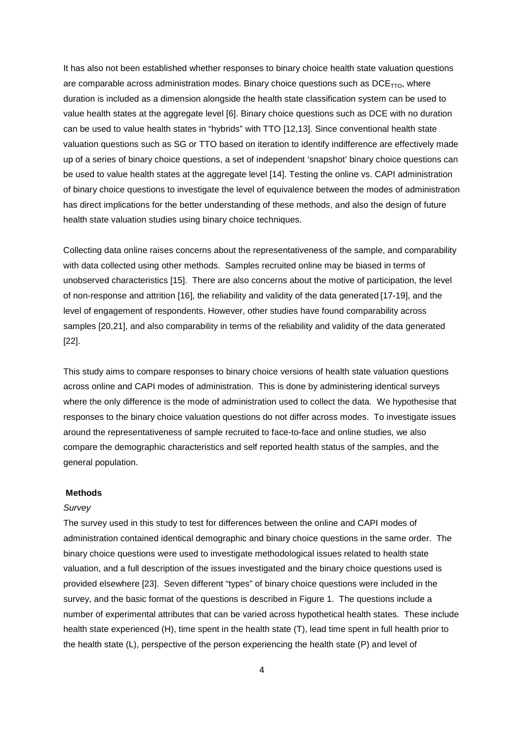It has also not been established whether responses to binary choice health state valuation questions are comparable across administration modes. Binary choice questions such as $DCE_{TTO}$, where duration is included as a dimension alongside the health state classification system can be used to value health states at the aggregate level [6]. Binary choice questions such as DCE with no duration can be used to value health states in "hybrids" with TTO [12,13]. Since conventional health state valuation questions such as SG or TTO based on iteration to identify indifference are effectively made up of a series of binary choice questions, a set of independent 'snapshot' binary choice questions can be used to value health states at the aggregate level [14]. Testing the online vs. CAPI administration of binary choice questions to investigate the level of equivalence between the modes of administration has direct implications for the better understanding of these methods, and also the design of future health state valuation studies using binary choice techniques.

Collecting data online raises concerns about the representativeness of the sample, and comparability with data collected using other methods. Samples recruited online may be biased in terms of unobserved characteristics [15]. There are also concerns about the motive of participation, the level of non-response and attrition [16], the reliability and validity of the data generated [17-19], and the level of engagement of respondents. However, other studies have found comparability across samples [20,21], and also comparability in terms of the reliability and validity of the data generated [22].

This study aims to compare responses to binary choice versions of health state valuation questions across online and CAPI modes of administration. This is done by administering identical surveys where the only difference is the mode of administration used to collect the data. We hypothesise that responses to the binary choice valuation questions do not differ across modes. To investigate issues around the representativeness of sample recruited to face-to-face and online studies, we also compare the demographic characteristics and self reported health status of the samples, and the general population.

## Methods

*Survey*

The survey used in this study to test for differences between the online and CAPI modes of administration contained identical demographic and binary choice questions in the same order. The binary choice questions were used to investigate methodological issues related to health state valuation, and a full description of the issues investigated and the binary choice questions used is provided elsewhere [23]. Seven different "types" of binary choice questions were included in the survey, and the basic format of the questions is described in Figure 1. The questions include a number of experimental attributes that can be varied across hypothetical health states. These include health state experienced (H), time spent in the health state (T), lead time spent in full health prior to the health state (L), perspective of the person experiencing the health state (P) and level of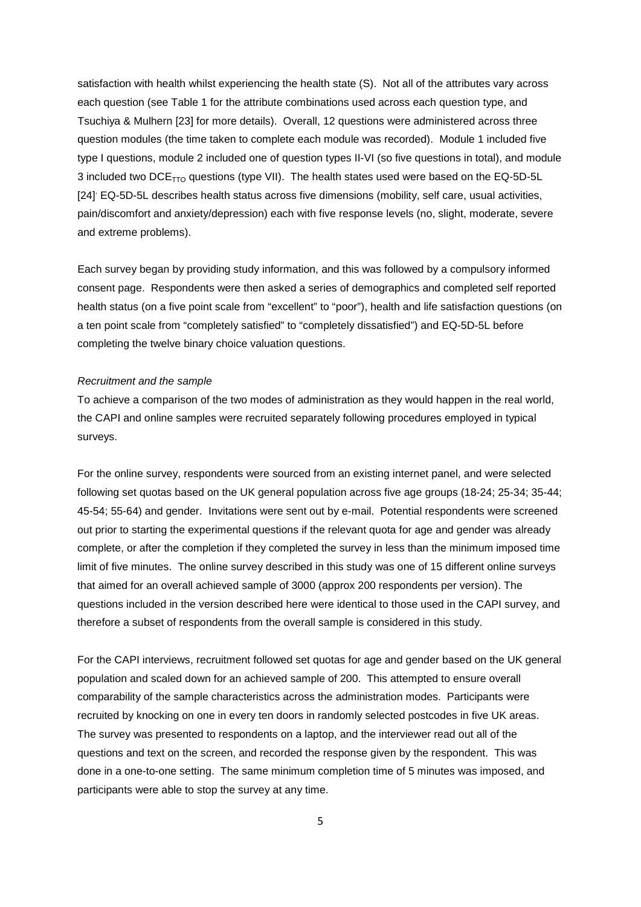satisfaction with health whilst experiencing the health state (S). Not all of the attributes vary across each question (see Table 1 for the attribute combinations used across each question type, and Tsuchiya & Mulhern [23] for more details). Overall, 12 questions were administered across three question modules (the time taken to complete each module was recorded). Module 1 included five type I questions, module 2 included one of question types II-VI (so five questions in total), and module 3 included two $DCE_{TTO}$ questions (type VII). The health states used were based on the EQ-5D-5L [24]. EQ-5D-5L describes health status across five dimensions (mobility, self care, usual activities, pain/discomfort and anxiety/depression) each with five response levels (no, slight, moderate, severe and extreme problems).

Each survey began by providing study information, and this was followed by a compulsory informed consent page. Respondents were then asked a series of demographics and completed self reported health status (on a five point scale from "excellent" to "poor"), health and life satisfaction questions (on a ten point scale from "completely satisfied" to "completely dissatisfied") and EQ-5D-5L before completing the twelve binary choice valuation questions.

*Recruitment and the sample*

To achieve a comparison of the two modes of administration as they would happen in the real world, the CAPI and online samples were recruited separately following procedures employed in typical surveys.

For the online survey, respondents were sourced from an existing internet panel, and were selected following set quotas based on the UK general population across five age groups (18-24; 25-34; 35-44; 45-54; 55-64) and gender. Invitations were sent out by e-mail. Potential respondents were screened out prior to starting the experimental questions if the relevant quota for age and gender was already complete, or after the completion if they completed the survey in less than the minimum imposed time limit of five minutes. The online survey described in this study was one of 15 different online surveys that aimed for an overall achieved sample of 3000 (approx 200 respondents per version). The questions included in the version described here were identical to those used in the CAPI survey, and therefore a subset of respondents from the overall sample is considered in this study.

For the CAPI interviews, recruitment followed set quotas for age and gender based on the UK general population and scaled down for an achieved sample of 200. This attempted to ensure overall comparability of the sample characteristics across the administration modes. Participants were recruited by knocking on one in every ten doors in randomly selected postcodes in five UK areas. The survey was presented to respondents on a laptop, and the interviewer read out all of the questions and text on the screen, and recorded the response given by the respondent. This was done in a one-to-one setting. The same minimum completion time of 5 minutes was imposed, and participants were able to stop the survey at any time.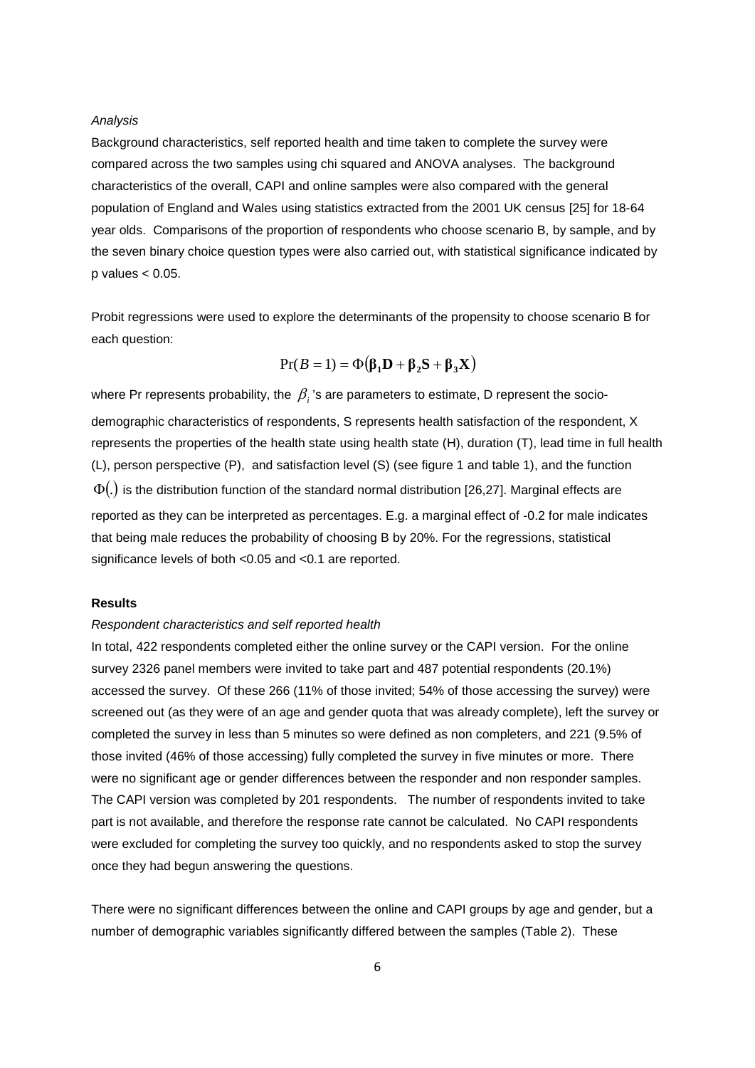*Analysis*

Background characteristics, self reported health and time taken to complete the survey were compared across the two samples using chi squared and ANOVA analyses. The background characteristics of the overall, CAPI and online samples were also compared with the general population of England and Wales using statistics extracted from the 2001 UK census [25] for 18-64 year olds. Comparisons of the proportion of respondents who choose scenario B, by sample, and by the seven binary choice question types were also carried out, with statistical significance indicated by p values < 0.05.

Probit regressions were used to explore the determinants of the propensity to choose scenario B for each question:

$$\Pr(B=1) = \Phi\left(\boldsymbol{\beta}_1\mathbf{D} + \boldsymbol{\beta}_2\mathbf{S} + \boldsymbol{\beta}_3\mathbf{X}\right)$$

where Pr represents probability, the $\beta_i$'s are parameters to estimate, D represent the socio-demographic characteristics of respondents, S represents health satisfaction of the respondent, X represents the properties of the health state using health state (H), duration (T), lead time in full health (L), person perspective (P), and satisfaction level (S) (see figure 1 and table 1), and the function $\Phi(.)$ is the distribution function of the standard normal distribution [26,27]. Marginal effects are reported as they can be interpreted as percentages. E.g. a marginal effect of -0.2 for male indicates that being male reduces the probability of choosing B by 20%. For the regressions, statistical significance levels of both <0.05 and <0.1 are reported.

**Results**

*Respondent characteristics and self reported health*

In total, 422 respondents completed either the online survey or the CAPI version. For the online survey 2326 panel members were invited to take part and 487 potential respondents (20.1%) accessed the survey. Of these 266 (11% of those invited; 54% of those accessing the survey) were screened out (as they were of an age and gender quota that was already complete), left the survey or completed the survey in less than 5 minutes so were defined as non completers, and 221 (9.5% of those invited (46% of those accessing) fully completed the survey in five minutes or more. There were no significant age or gender differences between the responder and non responder samples. The CAPI version was completed by 201 respondents. The number of respondents invited to take part is not available, and therefore the response rate cannot be calculated. No CAPI respondents were excluded for completing the survey too quickly, and no respondents asked to stop the survey once they had begun answering the questions.

There were no significant differences between the online and CAPI groups by age and gender, but a number of demographic variables significantly differed between the samples (Table 2). These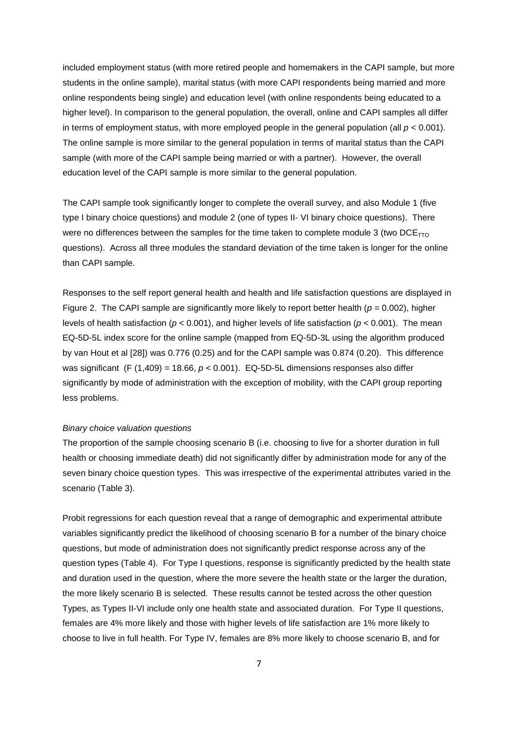included employment status (with more retired people and homemakers in the CAPI sample, but more students in the online sample), marital status (with more CAPI respondents being married and more online respondents being single) and education level (with online respondents being educated to a higher level). In comparison to the general population, the overall, online and CAPI samples all differ in terms of employment status, with more employed people in the general population (all $p < 0.001$). The online sample is more similar to the general population in terms of marital status than the CAPI sample (with more of the CAPI sample being married or with a partner). However, the overall education level of the CAPI sample is more similar to the general population.

The CAPI sample took significantly longer to complete the overall survey, and also Module 1 (five type I binary choice questions) and module 2 (one of types II- VI binary choice questions). There were no differences between the samples for the time taken to complete module 3 (two $DCE_{TTO}$ questions). Across all three modules the standard deviation of the time taken is longer for the online than CAPI sample.

Responses to the self report general health and health and life satisfaction questions are displayed in Figure 2. The CAPI sample are significantly more likely to report better health ($p = 0.002$), higher levels of health satisfaction ($p < 0.001$), and higher levels of life satisfaction ($p < 0.001$). The mean EQ-5D-5L index score for the online sample (mapped from EQ-5D-3L using the algorithm produced by van Hout et al [28]) was 0.776 (0.25) and for the CAPI sample was 0.874 (0.20). This difference was significant ($F(1,409) = 18.66$, $p < 0.001$). EQ-5D-5L dimensions responses also differ significantly by mode of administration with the exception of mobility, with the CAPI group reporting less problems.

*Binary choice valuation questions*

The proportion of the sample choosing scenario B (i.e. choosing to live for a shorter duration in full health or choosing immediate death) did not significantly differ by administration mode for any of the seven binary choice question types. This was irrespective of the experimental attributes varied in the scenario (Table 3).

Probit regressions for each question reveal that a range of demographic and experimental attribute variables significantly predict the likelihood of choosing scenario B for a number of the binary choice questions, but mode of administration does not significantly predict response across any of the question types (Table 4). For Type I questions, response is significantly predicted by the health state and duration used in the question, where the more severe the health state or the larger the duration, the more likely scenario B is selected. These results cannot be tested across the other question Types, as Types II-VI include only one health state and associated duration. For Type II questions, females are 4% more likely and those with higher levels of life satisfaction are 1% more likely to choose to live in full health. For Type IV, females are 8% more likely to choose scenario B, and for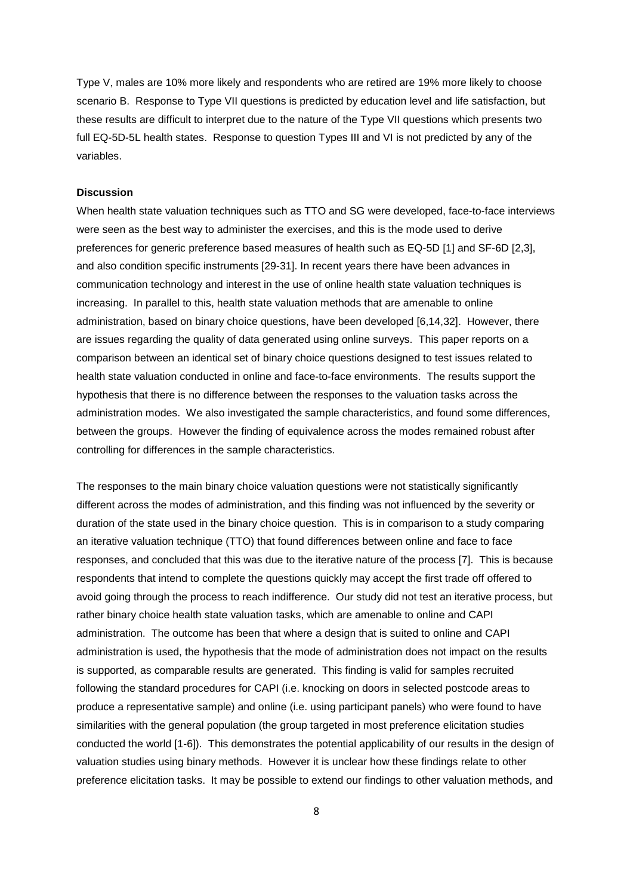Type V, males are 10% more likely and respondents who are retired are 19% more likely to choose scenario B. Response to Type VII questions is predicted by education level and life satisfaction, but these results are difficult to interpret due to the nature of the Type VII questions which presents two full EQ-5D-5L health states. Response to question Types III and VI is not predicted by any of the variables.

**Discussion**

When health state valuation techniques such as TTO and SG were developed, face-to-face interviews were seen as the best way to administer the exercises, and this is the mode used to derive preferences for generic preference based measures of health such as EQ-5D [1] and SF-6D [2,3], and also condition specific instruments [29-31]. In recent years there have been advances in communication technology and interest in the use of online health state valuation techniques is increasing. In parallel to this, health state valuation methods that are amenable to online administration, based on binary choice questions, have been developed [6,14,32]. However, there are issues regarding the quality of data generated using online surveys. This paper reports on a comparison between an identical set of binary choice questions designed to test issues related to health state valuation conducted in online and face-to-face environments. The results support the hypothesis that there is no difference between the responses to the valuation tasks across the administration modes. We also investigated the sample characteristics, and found some differences, between the groups. However the finding of equivalence across the modes remained robust after controlling for differences in the sample characteristics.

The responses to the main binary choice valuation questions were not statistically significantly different across the modes of administration, and this finding was not influenced by the severity or duration of the state used in the binary choice question. This is in comparison to a study comparing an iterative valuation technique (TTO) that found differences between online and face to face responses, and concluded that this was due to the iterative nature of the process [7]. This is because respondents that intend to complete the questions quickly may accept the first trade off offered to avoid going through the process to reach indifference. Our study did not test an iterative process, but rather binary choice health state valuation tasks, which are amenable to online and CAPI administration. The outcome has been that where a design that is suited to online and CAPI administration is used, the hypothesis that the mode of administration does not impact on the results is supported, as comparable results are generated. This finding is valid for samples recruited following the standard procedures for CAPI (i.e. knocking on doors in selected postcode areas to produce a representative sample) and online (i.e. using participant panels) who were found to have similarities with the general population (the group targeted in most preference elicitation studies conducted the world [1-6]). This demonstrates the potential applicability of our results in the design of valuation studies using binary methods. However it is unclear how these findings relate to other preference elicitation tasks. It may be possible to extend our findings to other valuation methods, and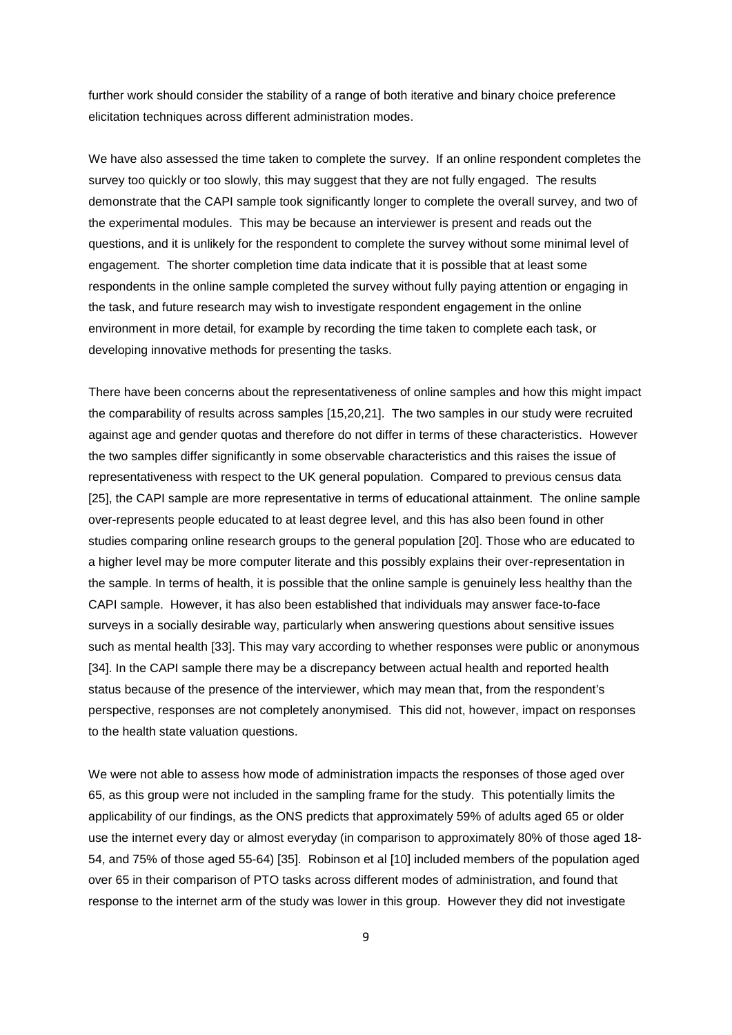further work should consider the stability of a range of both iterative and binary choice preference elicitation techniques across different administration modes.

We have also assessed the time taken to complete the survey. If an online respondent completes the survey too quickly or too slowly, this may suggest that they are not fully engaged. The results demonstrate that the CAPI sample took significantly longer to complete the overall survey, and two of the experimental modules. This may be because an interviewer is present and reads out the questions, and it is unlikely for the respondent to complete the survey without some minimal level of engagement. The shorter completion time data indicate that it is possible that at least some respondents in the online sample completed the survey without fully paying attention or engaging in the task, and future research may wish to investigate respondent engagement in the online environment in more detail, for example by recording the time taken to complete each task, or developing innovative methods for presenting the tasks.

There have been concerns about the representativeness of online samples and how this might impact the comparability of results across samples [15,20,21]. The two samples in our study were recruited against age and gender quotas and therefore do not differ in terms of these characteristics. However the two samples differ significantly in some observable characteristics and this raises the issue of representativeness with respect to the UK general population. Compared to previous census data [25], the CAPI sample are more representative in terms of educational attainment. The online sample over-represents people educated to at least degree level, and this has also been found in other studies comparing online research groups to the general population [20]. Those who are educated to a higher level may be more computer literate and this possibly explains their over-representation in the sample. In terms of health, it is possible that the online sample is genuinely less healthy than the CAPI sample. However, it has also been established that individuals may answer face-to-face surveys in a socially desirable way, particularly when answering questions about sensitive issues such as mental health [33]. This may vary according to whether responses were public or anonymous [34]. In the CAPI sample there may be a discrepancy between actual health and reported health status because of the presence of the interviewer, which may mean that, from the respondent's perspective, responses are not completely anonymised. This did not, however, impact on responses to the health state valuation questions.

We were not able to assess how mode of administration impacts the responses of those aged over 65, as this group were not included in the sampling frame for the study. This potentially limits the applicability of our findings, as the ONS predicts that approximately 59% of adults aged 65 or older use the internet every day or almost everyday (in comparison to approximately 80% of those aged 18-54, and 75% of those aged 55-64) [35]. Robinson et al [10] included members of the population aged over 65 in their comparison of PTO tasks across different modes of administration, and found that response to the internet arm of the study was lower in this group. However they did not investigate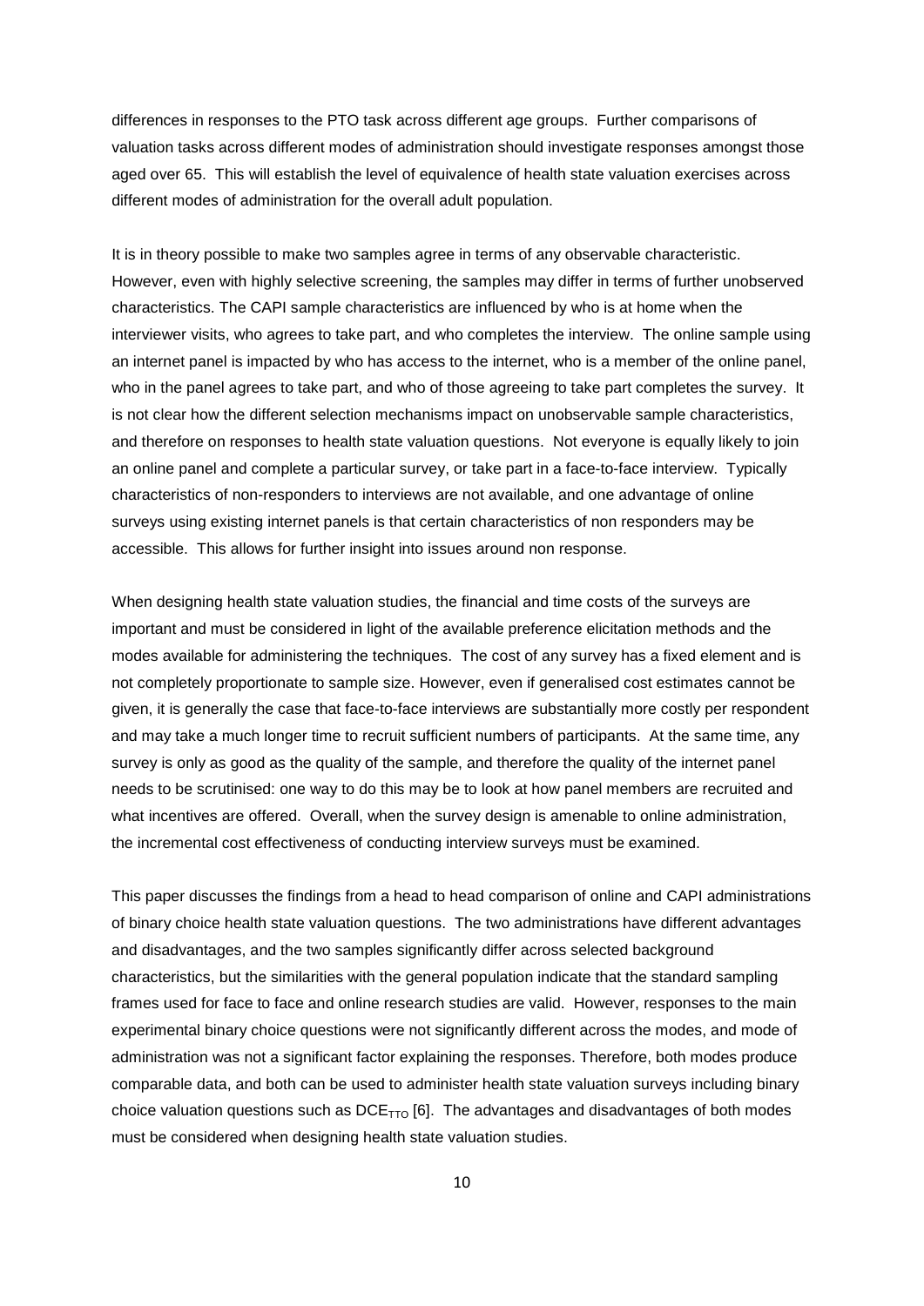differences in responses to the PTO task across different age groups. Further comparisons of valuation tasks across different modes of administration should investigate responses amongst those aged over 65. This will establish the level of equivalence of health state valuation exercises across different modes of administration for the overall adult population.

It is in theory possible to make two samples agree in terms of any observable characteristic. However, even with highly selective screening, the samples may differ in terms of further unobserved characteristics. The CAPI sample characteristics are influenced by who is at home when the interviewer visits, who agrees to take part, and who completes the interview. The online sample using an internet panel is impacted by who has access to the internet, who is a member of the online panel, who in the panel agrees to take part, and who of those agreeing to take part completes the survey. It is not clear how the different selection mechanisms impact on unobservable sample characteristics, and therefore on responses to health state valuation questions. Not everyone is equally likely to join an online panel and complete a particular survey, or take part in a face-to-face interview. Typically characteristics of non-responders to interviews are not available, and one advantage of online surveys using existing internet panels is that certain characteristics of non responders may be accessible. This allows for further insight into issues around non response.

When designing health state valuation studies, the financial and time costs of the surveys are important and must be considered in light of the available preference elicitation methods and the modes available for administering the techniques. The cost of any survey has a fixed element and is not completely proportionate to sample size. However, even if generalised cost estimates cannot be given, it is generally the case that face-to-face interviews are substantially more costly per respondent and may take a much longer time to recruit sufficient numbers of participants. At the same time, any survey is only as good as the quality of the sample, and therefore the quality of the internet panel needs to be scrutinised: one way to do this may be to look at how panel members are recruited and what incentives are offered. Overall, when the survey design is amenable to online administration, the incremental cost effectiveness of conducting interview surveys must be examined.

This paper discusses the findings from a head to head comparison of online and CAPI administrations of binary choice health state valuation questions. The two administrations have different advantages and disadvantages, and the two samples significantly differ across selected background characteristics, but the similarities with the general population indicate that the standard sampling frames used for face to face and online research studies are valid. However, responses to the main experimental binary choice questions were not significantly different across the modes, and mode of administration was not a significant factor explaining the responses. Therefore, both modes produce comparable data, and both can be used to administer health state valuation surveys including binary choice valuation questions such as $DCE_{TTO}$ [6]. The advantages and disadvantages of both modes must be considered when designing health state valuation studies.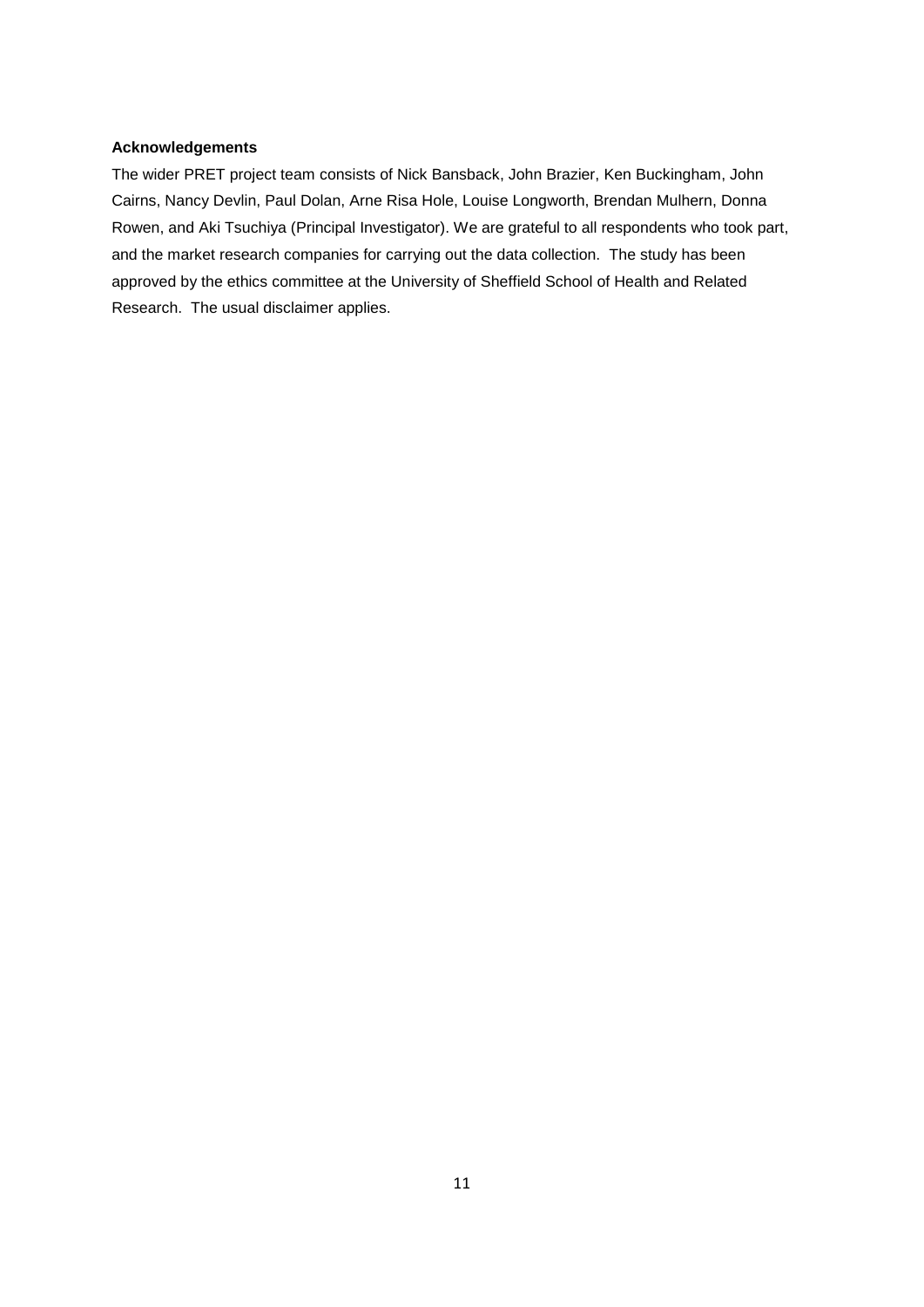**Acknowledgements**

The wider PRET project team consists of Nick Bansback, John Brazier, Ken Buckingham, John Cairns, Nancy Devlin, Paul Dolan, Arne Risa Hole, Louise Longworth, Brendan Mulhern, Donna Rowen, and Aki Tsuchiya (Principal Investigator). We are grateful to all respondents who took part, and the market research companies for carrying out the data collection. The study has been approved by the ethics committee at the University of Sheffield School of Health and Related Research. The usual disclaimer applies.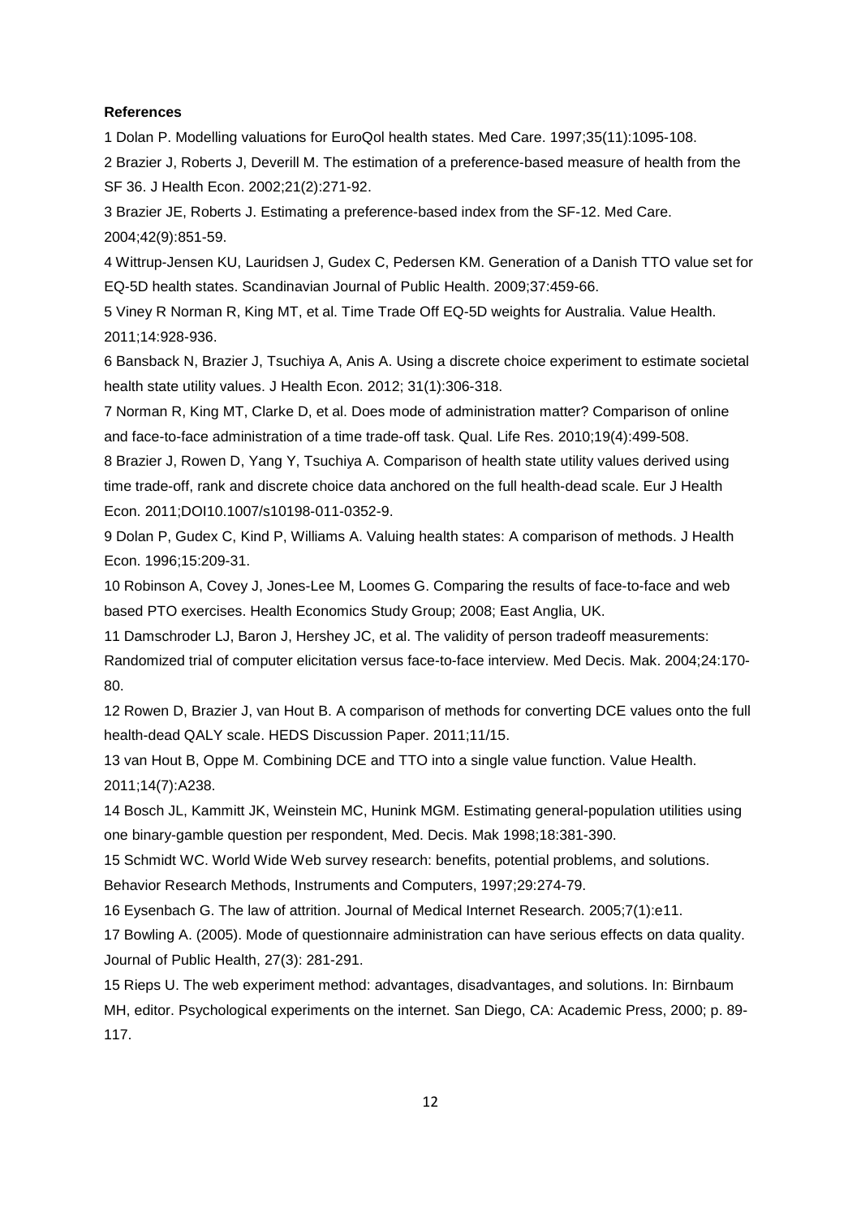**References**

1 Dolan P. Modelling valuations for EuroQol health states. Med Care. 1997;35(11):1095-108.

2 Brazier J, Roberts J, Deverill M. The estimation of a preference-based measure of health from the SF 36. J Health Econ. 2002;21(2):271-92.

3 Brazier JE, Roberts J. Estimating a preference-based index from the SF-12. Med Care. 2004;42(9):851-59.

4 Wittrup-Jensen KU, Lauridsen J, Gudex C, Pedersen KM. Generation of a Danish TTO value set for EQ-5D health states. Scandinavian Journal of Public Health. 2009;37:459-66.

5 Viney R Norman R, King MT, et al. Time Trade Off EQ-5D weights for Australia. Value Health. 2011;14:928-936.

6 Bansback N, Brazier J, Tsuchiya A, Anis A. Using a discrete choice experiment to estimate societal health state utility values. J Health Econ. 2012; 31(1):306-318.

7 Norman R, King MT, Clarke D, et al. Does mode of administration matter? Comparison of online and face-to-face administration of a time trade-off task. Qual. Life Res. 2010;19(4):499-508.

8 Brazier J, Rowen D, Yang Y, Tsuchiya A. Comparison of health state utility values derived using time trade-off, rank and discrete choice data anchored on the full health-dead scale. Eur J Health Econ. 2011;DOI10.1007/s10198-011-0352-9.

9 Dolan P, Gudex C, Kind P, Williams A. Valuing health states: A comparison of methods. J Health Econ. 1996;15:209-31.

10 Robinson A, Covey J, Jones-Lee M, Loomes G. Comparing the results of face-to-face and web based PTO exercises. Health Economics Study Group; 2008; East Anglia, UK.

11 Damschroder LJ, Baron J, Hershey JC, et al. The validity of person tradeoff measurements: Randomized trial of computer elicitation versus face-to-face interview. Med Decis. Mak. 2004;24:170-80.

12 Rowen D, Brazier J, van Hout B. A comparison of methods for converting DCE values onto the full health-dead QALY scale. HEDS Discussion Paper. 2011;11/15.

13 van Hout B, Oppe M. Combining DCE and TTO into a single value function. Value Health. 2011;14(7):A238.

14 Bosch JL, Kammitt JK, Weinstein MC, Hunink MGM. Estimating general-population utilities using one binary-gamble question per respondent, Med. Decis. Mak 1998;18:381-390.

15 Schmidt WC. World Wide Web survey research: benefits, potential problems, and solutions. Behavior Research Methods, Instruments and Computers, 1997;29:274-79.

16 Eysenbach G. The law of attrition. Journal of Medical Internet Research. 2005;7(1):e11.

17 Bowling A. (2005). Mode of questionnaire administration can have serious effects on data quality. Journal of Public Health, 27(3): 281-291.

15 Rieps U. The web experiment method: advantages, disadvantages, and solutions. In: Birnbaum MH, editor. Psychological experiments on the internet. San Diego, CA: Academic Press, 2000; p. 89-117.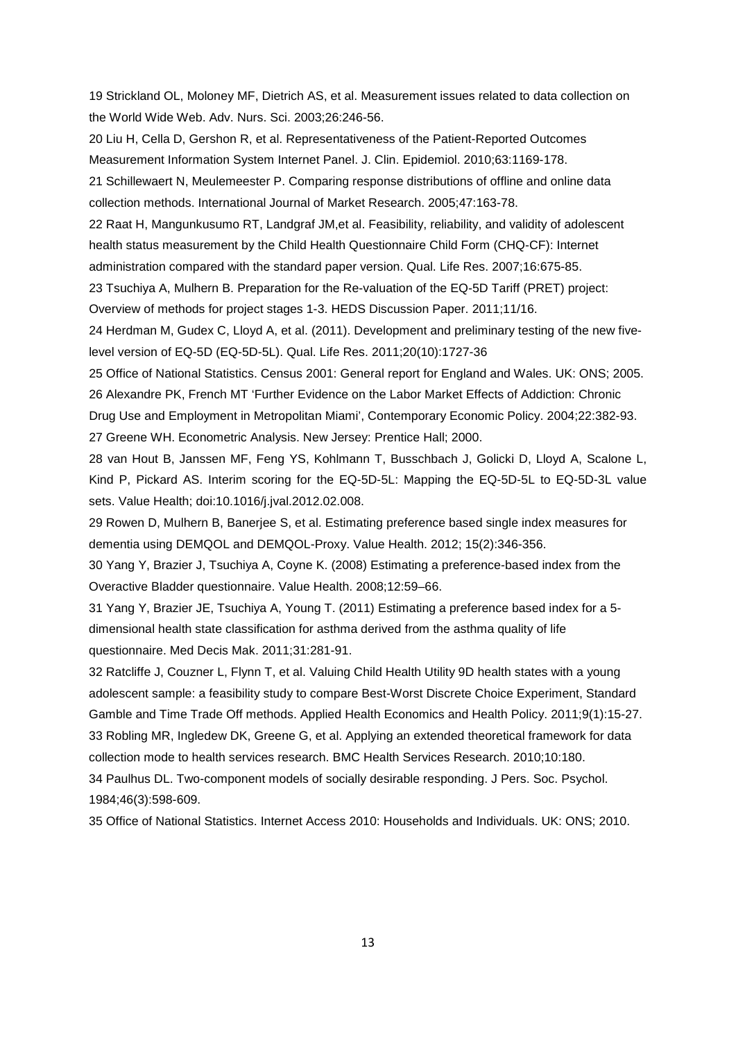19 Strickland OL, Moloney MF, Dietrich AS, et al. Measurement issues related to data collection on the World Wide Web. Adv. Nurs. Sci. 2003;26:246-56.

20 Liu H, Cella D, Gershon R, et al. Representativeness of the Patient-Reported Outcomes Measurement Information System Internet Panel. J. Clin. Epidemiol. 2010;63:1169-178.

21 Schillewaert N, Meulemeester P. Comparing response distributions of offline and online data collection methods. International Journal of Market Research. 2005;47:163-78.

22 Raat H, Mangunkusumo RT, Landgraf JM,et al. Feasibility, reliability, and validity of adolescent health status measurement by the Child Health Questionnaire Child Form (CHQ-CF): Internet administration compared with the standard paper version. Qual. Life Res. 2007;16:675-85.

23 Tsuchiya A, Mulhern B. Preparation for the Re-valuation of the EQ-5D Tariff (PRET) project: Overview of methods for project stages 1-3. HEDS Discussion Paper. 2011;11/16.

24 Herdman M, Gudex C, Lloyd A, et al. (2011). Development and preliminary testing of the new five-level version of EQ-5D (EQ-5D-5L). Qual. Life Res. 2011;20(10):1727-36

25 Office of National Statistics. Census 2001: General report for England and Wales. UK: ONS; 2005.

26 Alexandre PK, French MT 'Further Evidence on the Labor Market Effects of Addiction: Chronic Drug Use and Employment in Metropolitan Miami', Contemporary Economic Policy. 2004;22:382-93.

27 Greene WH. Econometric Analysis. New Jersey: Prentice Hall; 2000.

28 van Hout B, Janssen MF, Feng YS, Kohlmann T, Busschbach J, Golicki D, Lloyd A, Scalone L, Kind P, Pickard AS. Interim scoring for the EQ-5D-5L: Mapping the EQ-5D-5L to EQ-5D-3L value sets. Value Health; doi:10.1016/j.jval.2012.02.008.

29 Rowen D, Mulhern B, Banerjee S, et al. Estimating preference based single index measures for dementia using DEMQOL and DEMQOL-Proxy. Value Health. 2012; 15(2):346-356.

30 Yang Y, Brazier J, Tsuchiya A, Coyne K. (2008) Estimating a preference-based index from the Overactive Bladder questionnaire. Value Health. 2008;12:59–66.

31 Yang Y, Brazier JE, Tsuchiya A, Young T. (2011) Estimating a preference based index for a 5-dimensional health state classification for asthma derived from the asthma quality of life questionnaire. Med Decis Mak. 2011;31:281-91.

32 Ratcliffe J, Couzner L, Flynn T, et al. Valuing Child Health Utility 9D health states with a young adolescent sample: a feasibility study to compare Best-Worst Discrete Choice Experiment, Standard Gamble and Time Trade Off methods. Applied Health Economics and Health Policy. 2011;9(1):15-27.

33 Robling MR, Ingledew DK, Greene G, et al. Applying an extended theoretical framework for data collection mode to health services research. BMC Health Services Research. 2010;10:180.

34 Paulhus DL. Two-component models of socially desirable responding. J Pers. Soc. Psychol. 1984;46(3):598-609.

35 Office of National Statistics. Internet Access 2010: Households and Individuals. UK: ONS; 2010.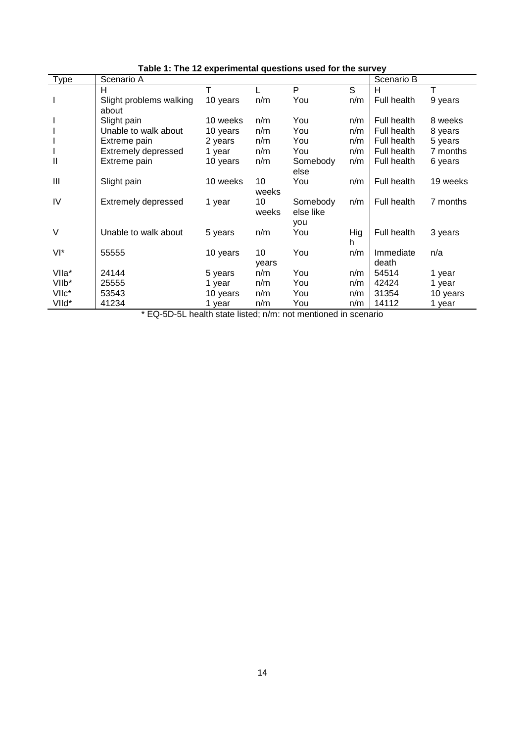**Table 1: The 12 experimental questions used for the survey**

| Type | Scenario A | | | | | Scenario B | |
|---|---|---|---|---|---|---|---|
| | H | T | L | P | S | H | T |
| I | Slight problems walking about | 10 years | n/m | You | n/m | Full health | 9 years |
| I | Slight pain | 10 weeks | n/m | You | n/m | Full health | 8 weeks |
| I | Unable to walk about | 10 years | n/m | You | n/m | Full health | 8 years |
| I | Extreme pain | 2 years | n/m | You | n/m | Full health | 5 years |
| I | Extremely depressed | 1 year | n/m | You | n/m | Full health | 7 months |
| II | Extreme pain | 10 years | n/m | Somebody else | n/m | Full health | 6 years |
| III | Slight pain | 10 weeks | 10 weeks | You | n/m | Full health | 19 weeks |
| IV | Extremely depressed | 1 year | 10 weeks | Somebody else like you | n/m | Full health | 7 months |
| V | Unable to walk about | 5 years | n/m | You | High | Full health | 3 years |
| VI* | 55555 | 10 years | 10 years | You | n/m | Immediate death | n/a |
| VIIa* | 24144 | 5 years | n/m | You | n/m | 54514 | 1 year |
| VIIb* | 25555 | 1 year | n/m | You | n/m | 42424 | 1 year |
| VIIc* | 53543 | 10 years | n/m | You | n/m | 31354 | 10 years |
| VIId* | 41234 | 1 year | n/m | You | n/m | 14112 | 1 year |

* EQ-5D-5L health state listed; n/m: not mentioned in scenario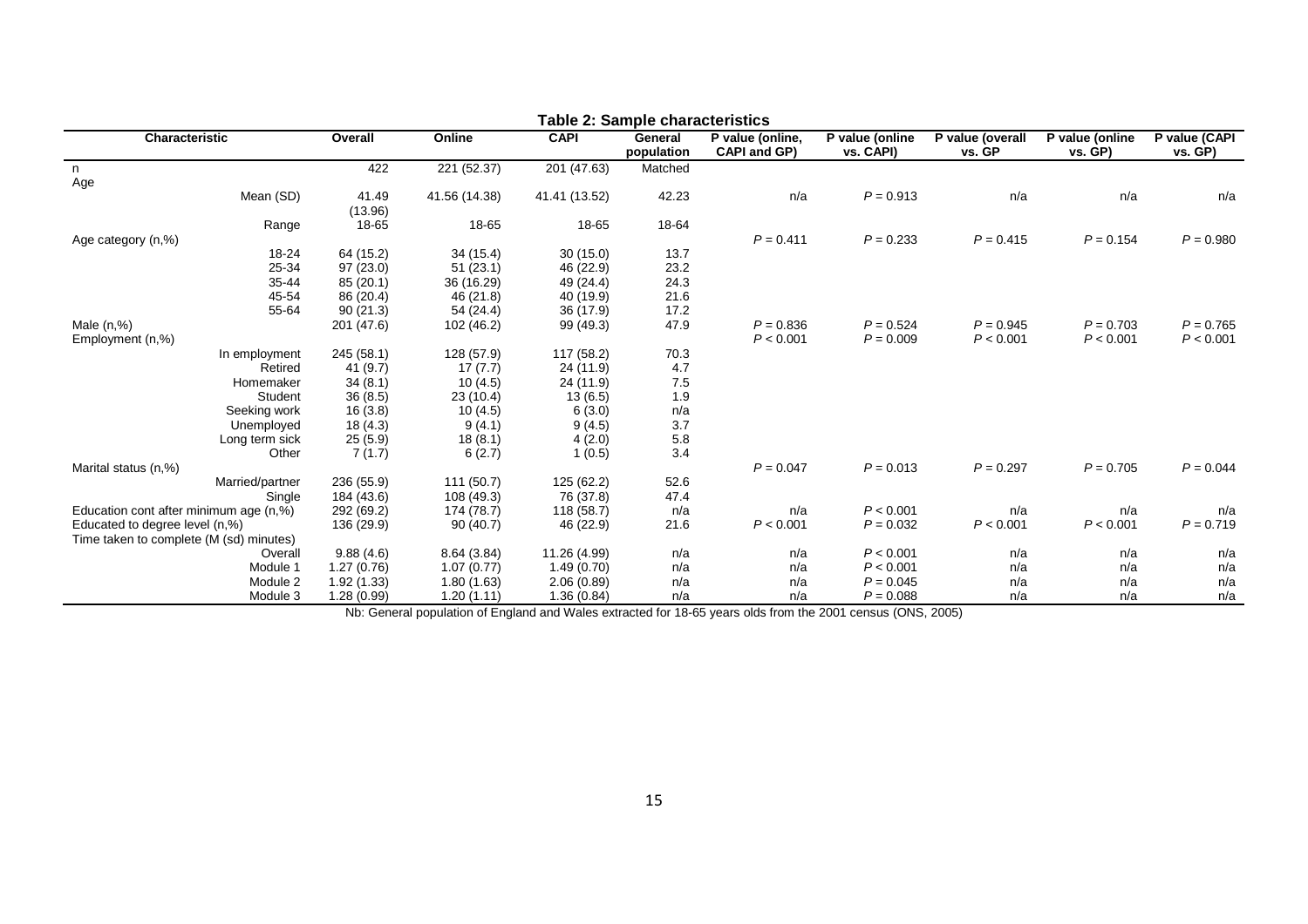**Table 2: Sample characteristics**

| Characteristic | | Overall | Online | CAPI | General population | P value (online, CAPI and GP) | P value (online vs. CAPI) | P value (overall vs. GP | P value (online vs. GP) | P value (CAPI vs. GP) |
|---|---|---|---|---|---|---|---|---|---|---|
| n | | 422 | 221 (52.37) | 201 (47.63) | Matched | | | | | |
| Age | | | | | | | | | | |
| | Mean (SD) | 41.49 (13.96) | 41.56 (14.38) | 41.41 (13.52) | 42.23 | n/a | $P = 0.913$ | n/a | n/a | n/a |
| | Range | 18-65 | 18-65 | 18-65 | 18-64 | | | | | |
| Age category (n,%) | | | | | | $P = 0.411$ | $P = 0.233$ | $P = 0.415$ | $P = 0.154$ | $P = 0.980$ |
| | 18-24 | 64 (15.2) | 34 (15.4) | 30 (15.0) | 13.7 | | | | | |
| | 25-34 | 97 (23.0) | 51 (23.1) | 46 (22.9) | 23.2 | | | | | |
| | 35-44 | 85 (20.1) | 36 (16.29) | 49 (24.4) | 24.3 | | | | | |
| | 45-54 | 86 (20.4) | 46 (21.8) | 40 (19.9) | 21.6 | | | | | |
| | 55-64 | 90 (21.3) | 54 (24.4) | 36 (17.9) | 17.2 | | | | | |
| Male (n,%) | | 201 (47.6) | 102 (46.2) | 99 (49.3) | 47.9 | $P = 0.836$ | $P = 0.524$ | $P = 0.945$ | $P = 0.703$ | $P = 0.765$ |
| Employment (n,%) | | | | | | $P < 0.001$ | $P = 0.009$ | $P < 0.001$ | $P < 0.001$ | $P < 0.001$ |
| | In employment | 245 (58.1) | 128 (57.9) | 117 (58.2) | 70.3 | | | | | |
| | Retired | 41 (9.7) | 17 (7.7) | 24 (11.9) | 4.7 | | | | | |
| | Homemaker | 34 (8.1) | 10 (4.5) | 24 (11.9) | 7.5 | | | | | |
| | Student | 36 (8.5) | 23 (10.4) | 13 (6.5) | 1.9 | | | | | |
| | Seeking work | 16 (3.8) | 10 (4.5) | 6 (3.0) | n/a | | | | | |
| | Unemployed | 18 (4.3) | 9 (4.1) | 9 (4.5) | 3.7 | | | | | |
| | Long term sick | 25 (5.9) | 18 (8.1) | 4 (2.0) | 5.8 | | | | | |
| | Other | 7 (1.7) | 6 (2.7) | 1 (0.5) | 3.4 | | | | | |
| Marital status (n,%) | | | | | | $P = 0.047$ | $P = 0.013$ | $P = 0.297$ | $P = 0.705$ | $P = 0.044$ |
| | Married/partner | 236 (55.9) | 111 (50.7) | 125 (62.2) | 52.6 | | | | | |
| | Single | 184 (43.6) | 108 (49.3) | 76 (37.8) | 47.4 | | | | | |
| Education cont after minimum age (n,%) | | 292 (69.2) | 174 (78.7) | 118 (58.7) | n/a | n/a | $P < 0.001$ | n/a | n/a | n/a |
| Educated to degree level (n,%) | | 136 (29.9) | 90 (40.7) | 46 (22.9) | 21.6 | $P < 0.001$ | $P = 0.032$ | $P < 0.001$ | $P < 0.001$ | $P = 0.719$ |
| Time taken to complete (M (sd) minutes) | | | | | | | | | | |
| | Overall | 9.88 (4.6) | 8.64 (3.84) | 11.26 (4.99) | n/a | n/a | $P < 0.001$ | n/a | n/a | n/a |
| | Module 1 | 1.27 (0.76) | 1.07 (0.77) | 1.49 (0.70) | n/a | n/a | $P < 0.001$ | n/a | n/a | n/a |
| | Module 2 | 1.92 (1.33) | 1.80 (1.63) | 2.06 (0.89) | n/a | n/a | $P = 0.045$ | n/a | n/a | n/a |
| | Module 3 | 1.28 (0.99) | 1.20 (1.11) | 1.36 (0.84) | n/a | n/a | $P = 0.088$ | n/a | n/a | n/a |

Nb: General population of England and Wales extracted for 18-65 years olds from the 2001 census (ONS, 2005)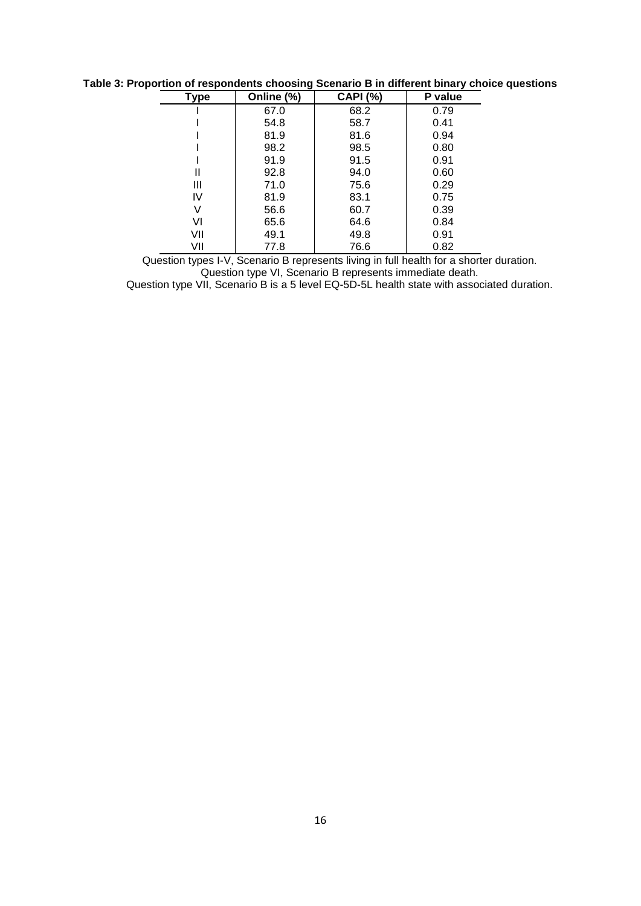**Table 3: Proportion of respondents choosing Scenario B in different binary choice questions**

| Type | Online (%) | CAPI (%) | P value |
|---|---|---|---|
| I | 67.0 | 68.2 | 0.79 |
| I | 54.8 | 58.7 | 0.41 |
| I | 81.9 | 81.6 | 0.94 |
| I | 98.2 | 98.5 | 0.80 |
| I | 91.9 | 91.5 | 0.91 |
| II | 92.8 | 94.0 | 0.60 |
| III | 71.0 | 75.6 | 0.29 |
| IV | 81.9 | 83.1 | 0.75 |
| V | 56.6 | 60.7 | 0.39 |
| VI | 65.6 | 64.6 | 0.84 |
| VII | 49.1 | 49.8 | 0.91 |
| VII | 77.8 | 76.6 | 0.82 |

Question types I-V, Scenario B represents living in full health for a shorter duration.
Question type VI, Scenario B represents immediate death.
Question type VII, Scenario B is a 5 level EQ-5D-5L health state with associated duration.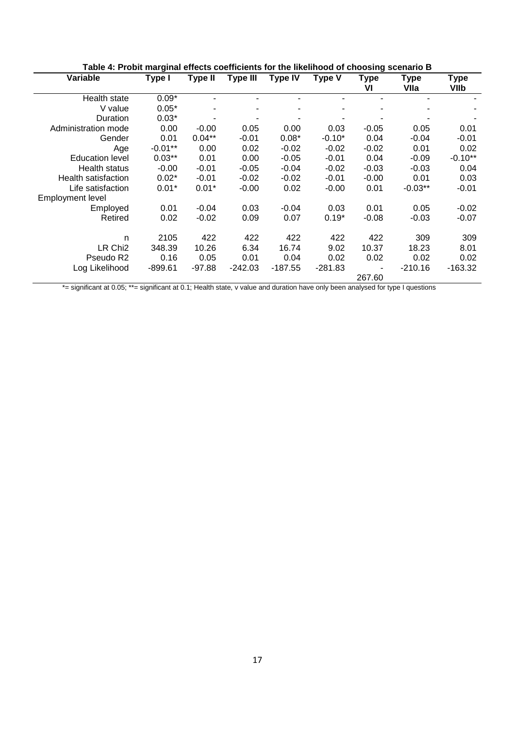**Table 4: Probit marginal effects coefficients for the likelihood of choosing scenario B**

| Variable | Type I | Type II | Type III | Type IV | Type V | Type VI | Type VIIa | Type VIIb |
|---|---|---|---|---|---|---|---|---|
| Health state | 0.09* | - | - | - | - | - | - | - |
| V value | 0.05* | - | - | - | - | - | - | - |
| Duration | 0.03* | - | - | - | - | - | - | - |
| Administration mode | 0.00 | -0.00 | 0.05 | 0.00 | 0.03 | -0.05 | 0.05 | 0.01 |
| Gender | 0.01 | 0.04** | -0.01 | 0.08* | -0.10* | 0.04 | -0.04 | -0.01 |
| Age | -0.01** | 0.00 | 0.02 | -0.02 | -0.02 | -0.02 | 0.01 | 0.02 |
| Education level | 0.03** | 0.01 | 0.00 | -0.05 | -0.01 | 0.04 | -0.09 | -0.10** |
| Health status | -0.00 | -0.01 | -0.05 | -0.04 | -0.02 | -0.03 | -0.03 | 0.04 |
| Health satisfaction | 0.02* | -0.01 | -0.02 | -0.02 | -0.01 | -0.00 | 0.01 | 0.03 |
| Life satisfaction | 0.01* | 0.01* | -0.00 | 0.02 | -0.00 | 0.01 | -0.03** | -0.01 |
| Employment level | | | | | | | | |
| Employed | 0.01 | -0.04 | 0.03 | -0.04 | 0.03 | 0.01 | 0.05 | -0.02 |
| Retired | 0.02 | -0.02 | 0.09 | 0.07 | 0.19* | -0.08 | -0.03 | -0.07 |
| n | 2105 | 422 | 422 | 422 | 422 | 422 | 309 | 309 |
| LR Chi2 | 348.39 | 10.26 | 6.34 | 16.74 | 9.02 | 10.37 | 18.23 | 8.01 |
| Pseudo R2 | 0.16 | 0.05 | 0.01 | 0.04 | 0.02 | 0.02 | 0.02 | 0.02 |
| Log Likelihood | -899.61 | -97.88 | -242.03 | -187.55 | -281.83 | -267.60 | -210.16 | -163.32 |

*= significant at 0.05; **= significant at 0.1; Health state, v value and duration have only been analysed for type I questions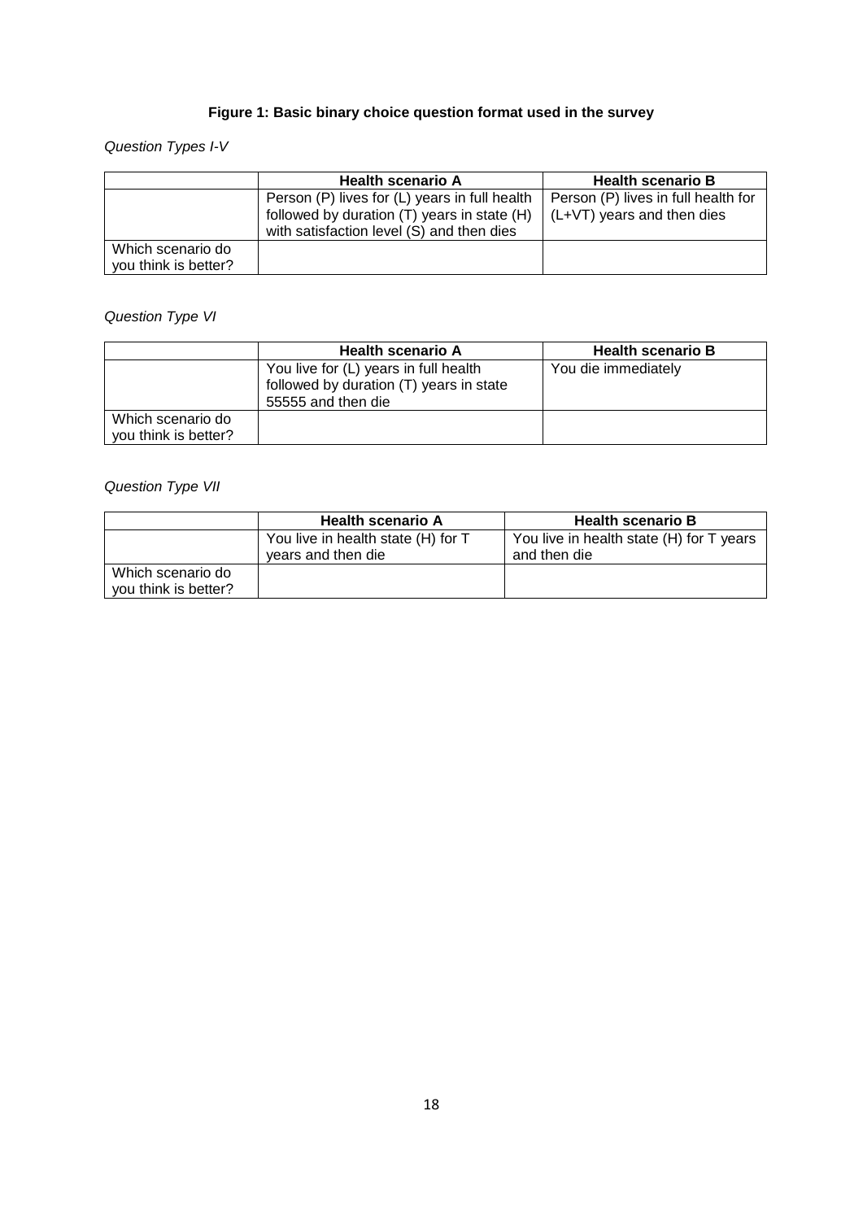**Figure 1: Basic binary choice question format used in the survey**

*Question Types I-V*

| | Health scenario A | Health scenario B |
|---|---|---|
| | Person (P) lives for (L) years in full health followed by duration (T) years in state (H) with satisfaction level (S) and then dies | Person (P) lives in full health for (L+VT) years and then dies |
| Which scenario do you think is better? | | |

*Question Type VI*

| | Health scenario A | Health scenario B |
|---|---|---|
| | You live for (L) years in full health followed by duration (T) years in state 55555 and then die | You die immediately |
| Which scenario do you think is better? | | |

*Question Type VII*

| | Health scenario A | Health scenario B |
|---|---|---|
| | You live in health state (H) for T years and then die | You live in health state (H) for T years and then die |
| Which scenario do you think is better? | | |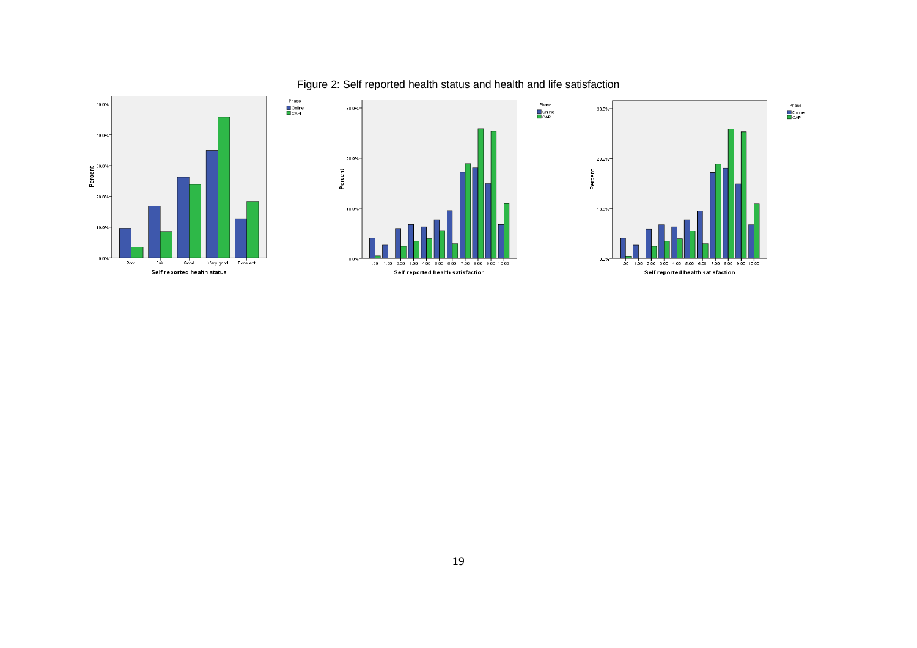Figure 2: Self reported health status and health and life satisfaction

Phase
Online
CAPI

Percent

50.0%
40.0%
30.0%
20.0%
10.0%
0.0%

Poor
Fair
Good
Very good
Excellent

Self reported health status

Phase
Online
CAPI

Percent

30.0%
20.0%
10.0%
0.0%

.00
1.00
2.00
3.00
4.00
5.00
6.00
7.00
8.00
9.00
10.00

Self reported health satisfaction

Phase
Online
CAPI

Percent

30.0%
20.0%
10.0%
0.0%

.00
1.00
2.00
3.00
4.00
5.00
6.00
7.00
8.00
9.00
10.00

Self reported health satisfaction